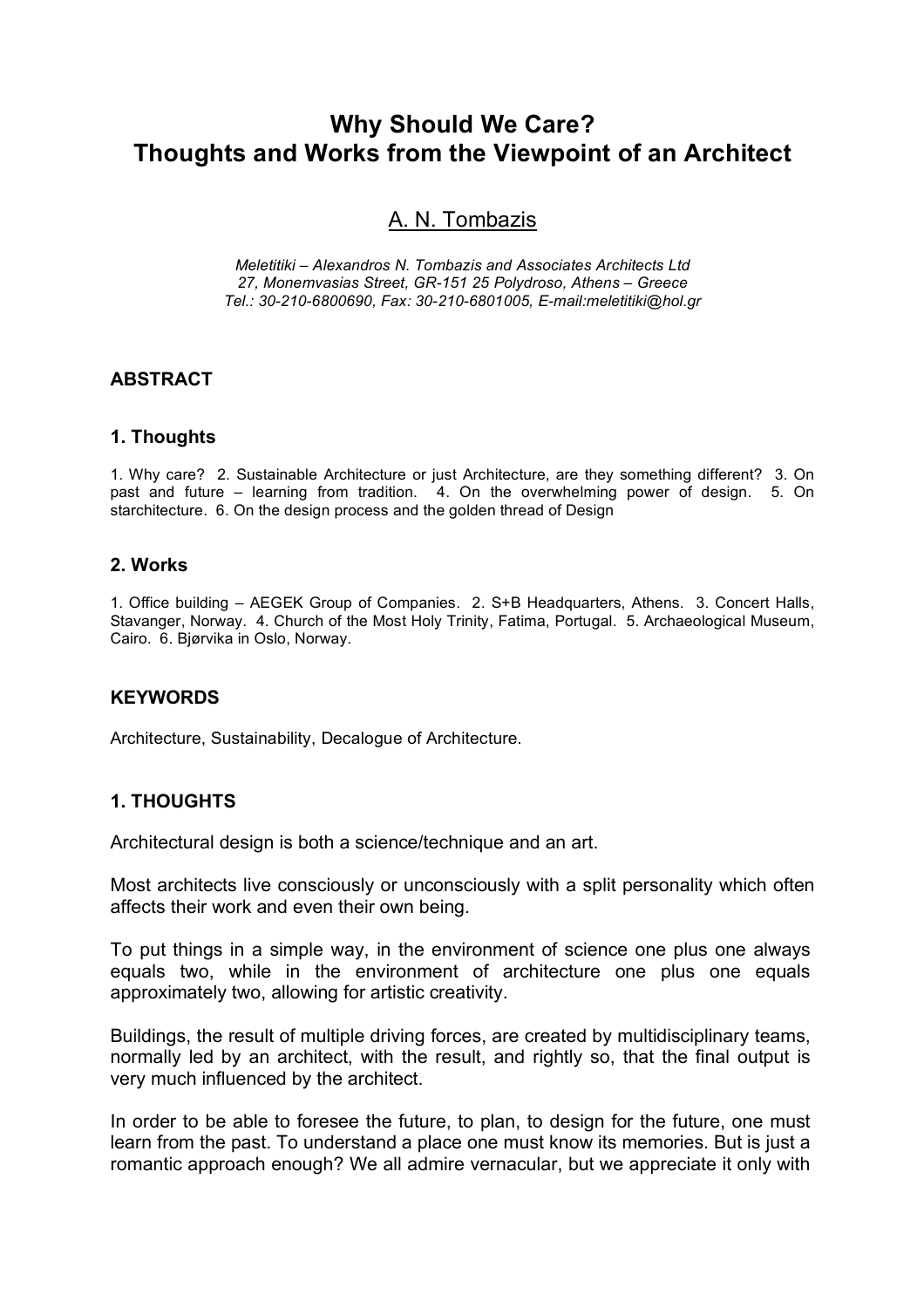# Why Should We Care?
# Thoughts and Works from the Viewpoint of an Architect

A. N. Tombazis

*Meletitiki – Alexandros N. Tombazis and Associates Architects Ltd*
*27, Monemvasias Street, GR-151 25 Polydroso, Athens – Greece*
*Tel.: 30-210-6800690, Fax: 30-210-6801005, E-mail:meletitiki@hol.gr*

## ABSTRACT

### 1. Thoughts

1. Why care? 2. Sustainable Architecture or just Architecture, are they something different? 3. On past and future – learning from tradition. 4. On the overwhelming power of design. 5. On starchitecture. 6. On the design process and the golden thread of Design

### 2. Works

1. Office building – AEGEK Group of Companies. 2. S+B Headquarters, Athens. 3. Concert Halls, Stavanger, Norway. 4. Church of the Most Holy Trinity, Fatima, Portugal. 5. Archaeological Museum, Cairo. 6. Bjørvika in Oslo, Norway.

## KEYWORDS

Architecture, Sustainability, Decalogue of Architecture.

## 1. THOUGHTS

Architectural design is both a science/technique and an art.

Most architects live consciously or unconsciously with a split personality which often affects their work and even their own being.

To put things in a simple way, in the environment of science one plus one always equals two, while in the environment of architecture one plus one equals approximately two, allowing for artistic creativity.

Buildings, the result of multiple driving forces, are created by multidisciplinary teams, normally led by an architect, with the result, and rightly so, that the final output is very much influenced by the architect.

In order to be able to foresee the future, to plan, to design for the future, one must learn from the past. To understand a place one must know its memories. But is just a romantic approach enough? We all admire vernacular, but we appreciate it only with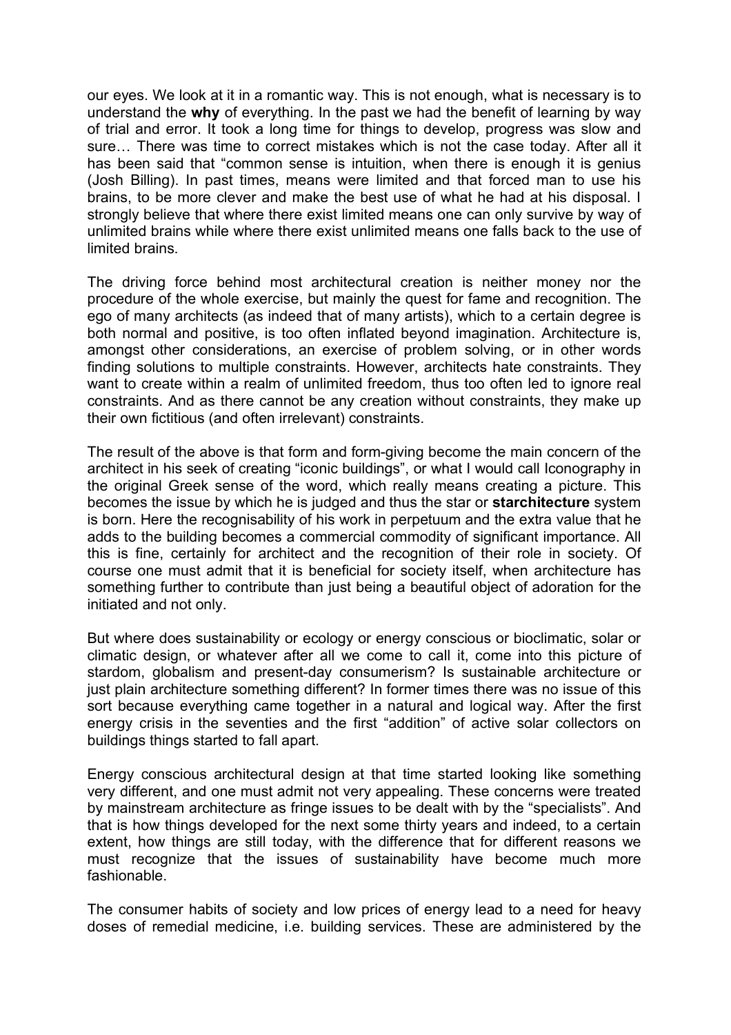our eyes. We look at it in a romantic way. This is not enough, what is necessary is to understand the **why** of everything. In the past we had the benefit of learning by way of trial and error. It took a long time for things to develop, progress was slow and sure… There was time to correct mistakes which is not the case today. After all it has been said that "common sense is intuition, when there is enough it is genius (Josh Billing). In past times, means were limited and that forced man to use his brains, to be more clever and make the best use of what he had at his disposal. I strongly believe that where there exist limited means one can only survive by way of unlimited brains while where there exist unlimited means one falls back to the use of limited brains.

The driving force behind most architectural creation is neither money nor the procedure of the whole exercise, but mainly the quest for fame and recognition. The ego of many architects (as indeed that of many artists), which to a certain degree is both normal and positive, is too often inflated beyond imagination. Architecture is, amongst other considerations, an exercise of problem solving, or in other words finding solutions to multiple constraints. However, architects hate constraints. They want to create within a realm of unlimited freedom, thus too often led to ignore real constraints. And as there cannot be any creation without constraints, they make up their own fictitious (and often irrelevant) constraints.

The result of the above is that form and form-giving become the main concern of the architect in his seek of creating "iconic buildings", or what I would call Iconography in the original Greek sense of the word, which really means creating a picture. This becomes the issue by which he is judged and thus the star or **starchitecture** system is born. Here the recognisability of his work in perpetuum and the extra value that he adds to the building becomes a commercial commodity of significant importance. All this is fine, certainly for architect and the recognition of their role in society. Of course one must admit that it is beneficial for society itself, when architecture has something further to contribute than just being a beautiful object of adoration for the initiated and not only.

But where does sustainability or ecology or energy conscious or bioclimatic, solar or climatic design, or whatever after all we come to call it, come into this picture of stardom, globalism and present-day consumerism? Is sustainable architecture or just plain architecture something different? In former times there was no issue of this sort because everything came together in a natural and logical way. After the first energy crisis in the seventies and the first "addition" of active solar collectors on buildings things started to fall apart.

Energy conscious architectural design at that time started looking like something very different, and one must admit not very appealing. These concerns were treated by mainstream architecture as fringe issues to be dealt with by the "specialists". And that is how things developed for the next some thirty years and indeed, to a certain extent, how things are still today, with the difference that for different reasons we must recognize that the issues of sustainability have become much more fashionable.

The consumer habits of society and low prices of energy lead to a need for heavy doses of remedial medicine, i.e. building services. These are administered by the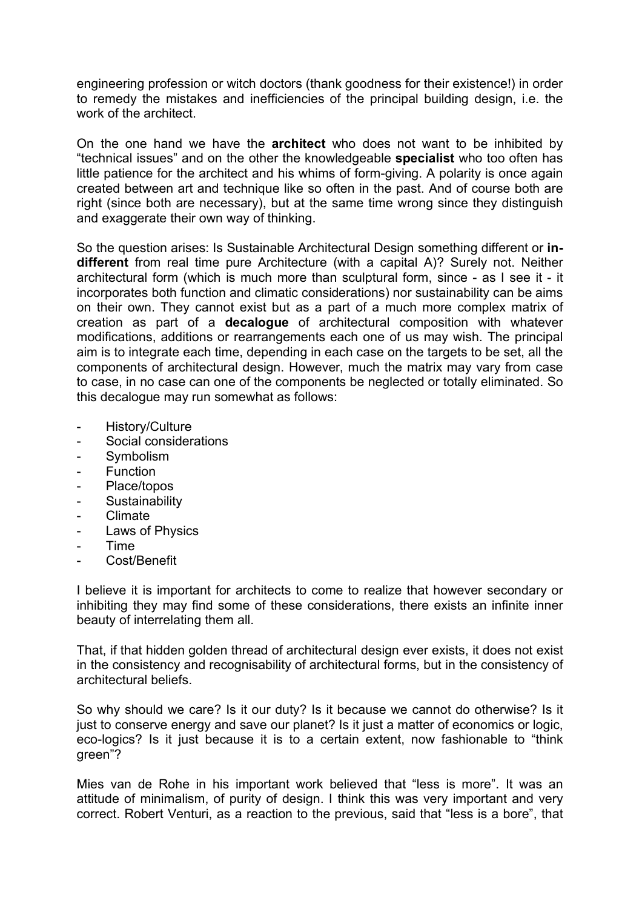engineering profession or witch doctors (thank goodness for their existence!) in order to remedy the mistakes and inefficiencies of the principal building design, i.e. the work of the architect.

On the one hand we have the **architect** who does not want to be inhibited by "technical issues" and on the other the knowledgeable **specialist** who too often has little patience for the architect and his whims of form-giving. A polarity is once again created between art and technique like so often in the past. And of course both are right (since both are necessary), but at the same time wrong since they distinguish and exaggerate their own way of thinking.

So the question arises: Is Sustainable Architectural Design something different or **in-different** from real time pure Architecture (with a capital A)? Surely not. Neither architectural form (which is much more than sculptural form, since - as I see it - it incorporates both function and climatic considerations) nor sustainability can be aims on their own. They cannot exist but as a part of a much more complex matrix of creation as part of a **decalogue** of architectural composition with whatever modifications, additions or rearrangements each one of us may wish. The principal aim is to integrate each time, depending in each case on the targets to be set, all the components of architectural design. However, much the matrix may vary from case to case, in no case can one of the components be neglected or totally eliminated. So this decalogue may run somewhat as follows:

- History/Culture
- Social considerations
- Symbolism
- Function
- Place/topos
- Sustainability
- Climate
- Laws of Physics
- Time
- Cost/Benefit

I believe it is important for architects to come to realize that however secondary or inhibiting they may find some of these considerations, there exists an infinite inner beauty of interrelating them all.

That, if that hidden golden thread of architectural design ever exists, it does not exist in the consistency and recognisability of architectural forms, but in the consistency of architectural beliefs.

So why should we care? Is it our duty? Is it because we cannot do otherwise? Is it just to conserve energy and save our planet? Is it just a matter of economics or logic, eco-logics? Is it just because it is to a certain extent, now fashionable to "think green"?

Mies van de Rohe in his important work believed that "less is more". It was an attitude of minimalism, of purity of design. I think this was very important and very correct. Robert Venturi, as a reaction to the previous, said that "less is a bore", that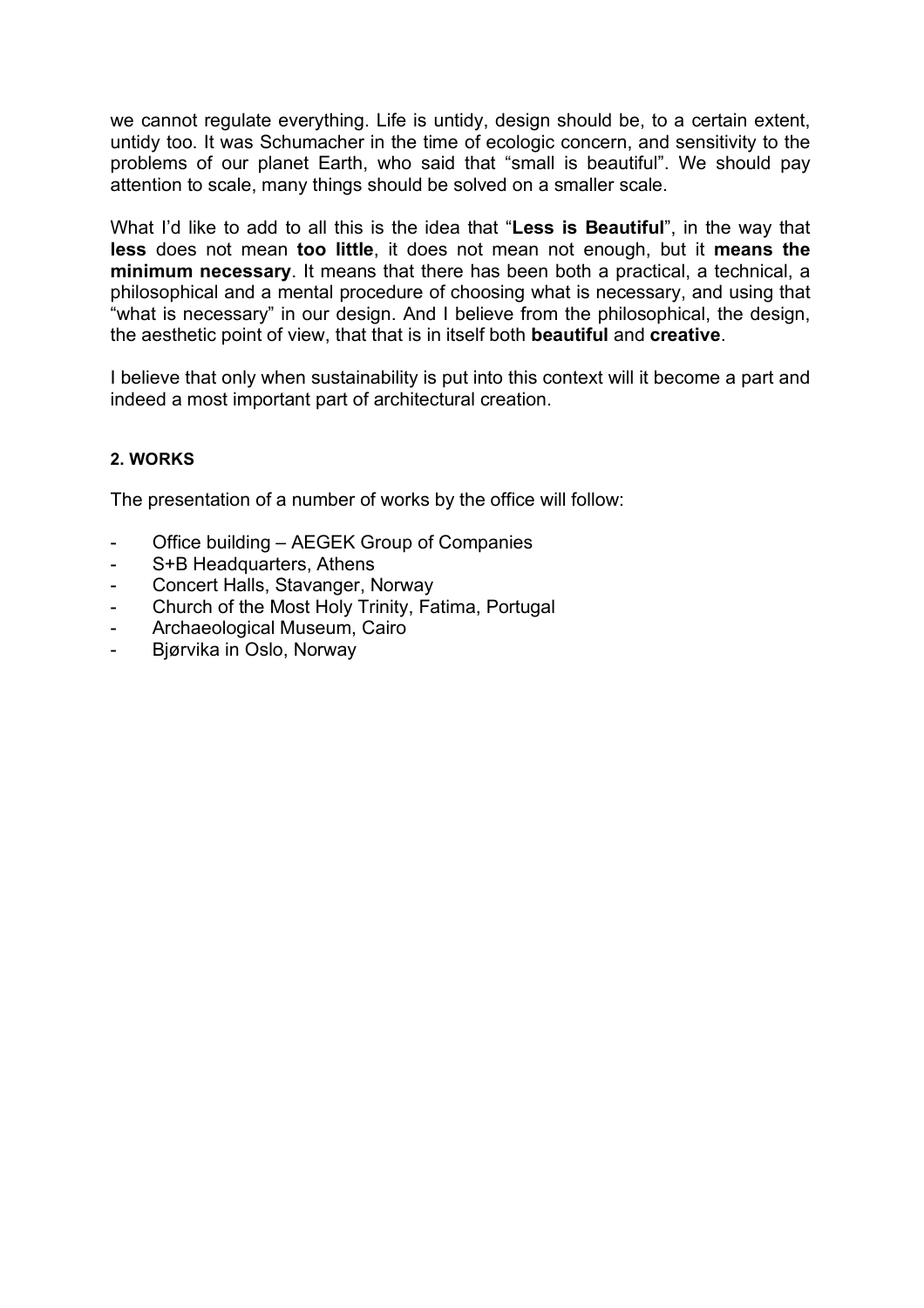we cannot regulate everything. Life is untidy, design should be, to a certain extent, untidy too. It was Schumacher in the time of ecologic concern, and sensitivity to the problems of our planet Earth, who said that "small is beautiful". We should pay attention to scale, many things should be solved on a smaller scale.

What I'd like to add to all this is the idea that "**Less is Beautiful**", in the way that **less** does not mean **too little**, it does not mean not enough, but it **means the minimum necessary**. It means that there has been both a practical, a technical, a philosophical and a mental procedure of choosing what is necessary, and using that "what is necessary" in our design. And I believe from the philosophical, the design, the aesthetic point of view, that that is in itself both **beautiful** and **creative**.

I believe that only when sustainability is put into this context will it become a part and indeed a most important part of architectural creation.

#### 2. WORKS

The presentation of a number of works by the office will follow:

- Office building – AEGEK Group of Companies
- S+B Headquarters, Athens
- Concert Halls, Stavanger, Norway
- Church of the Most Holy Trinity, Fatima, Portugal
- Archaeological Museum, Cairo
- Bjørvika in Oslo, Norway